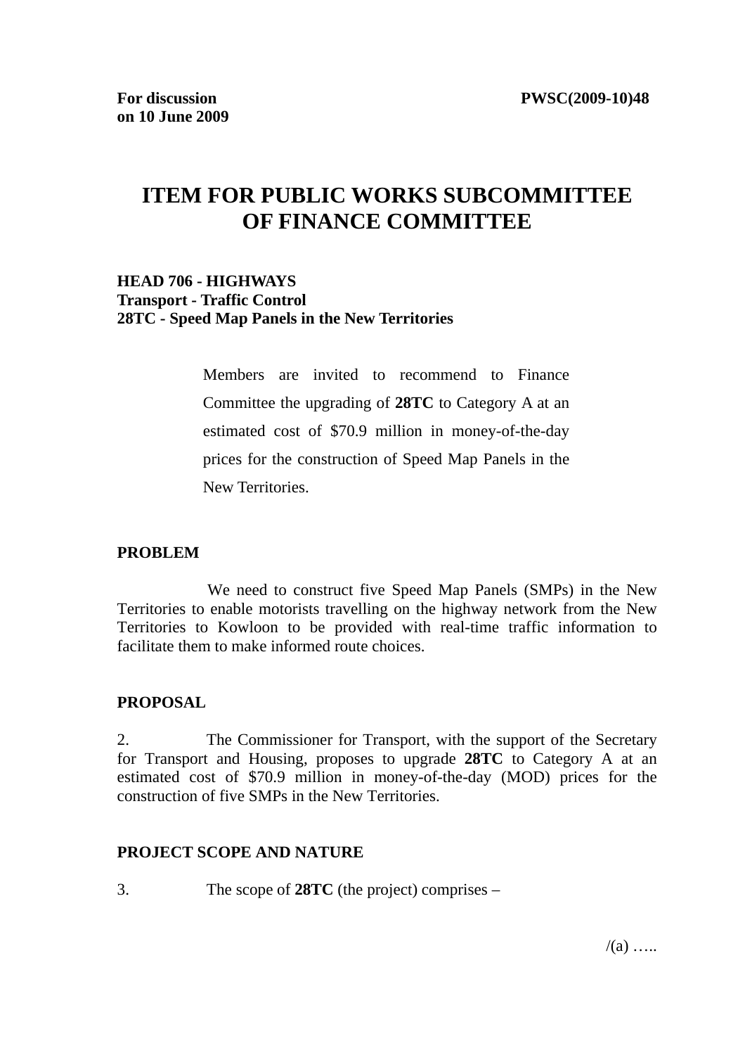**For discussion on 10 June 2009** | **PWSC(2009-10)48**

# ITEM FOR PUBLIC WORKS SUBCOMMITTEE OF FINANCE COMMITTEE

**HEAD 706 - HIGHWAYS**
**Transport - Traffic Control**
**28TC - Speed Map Panels in the New Territories**

> Members are invited to recommend to Finance Committee the upgrading of **28TC** to Category A at an estimated cost of $70.9 million in money-of-the-day prices for the construction of Speed Map Panels in the New Territories.

## PROBLEM

We need to construct five Speed Map Panels (SMPs) in the New Territories to enable motorists travelling on the highway network from the New Territories to Kowloon to be provided with real-time traffic information to facilitate them to make informed route choices.

## PROPOSAL

2. The Commissioner for Transport, with the support of the Secretary for Transport and Housing, proposes to upgrade **28TC** to Category A at an estimated cost of $70.9 million in money-of-the-day (MOD) prices for the construction of five SMPs in the New Territories.

## PROJECT SCOPE AND NATURE

3. The scope of **28TC** (the project) comprises –

/(a) …..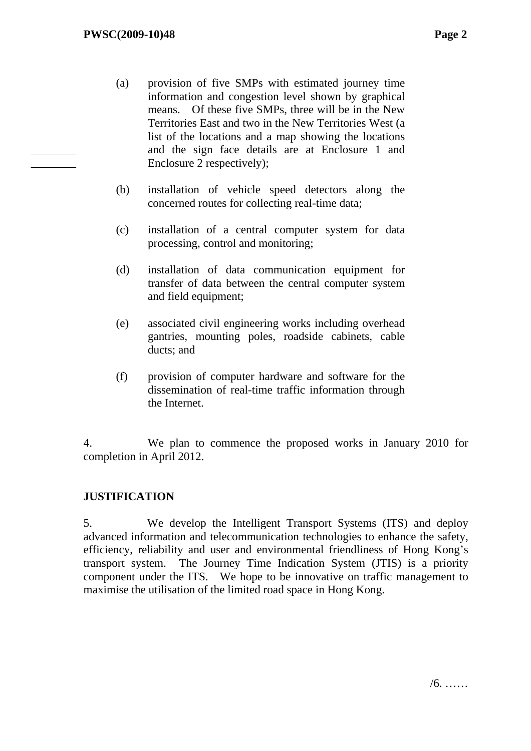(a) provision of five SMPs with estimated journey time information and congestion level shown by graphical means. Of these five SMPs, three will be in the New Territories East and two in the New Territories West (a list of the locations and a map showing the locations and the sign face details are at Enclosure 1 and Enclosure 2 respectively);

(b) installation of vehicle speed detectors along the concerned routes for collecting real-time data;

(c) installation of a central computer system for data processing, control and monitoring;

(d) installation of data communication equipment for transfer of data between the central computer system and field equipment;

(e) associated civil engineering works including overhead gantries, mounting poles, roadside cabinets, cable ducts; and

(f) provision of computer hardware and software for the dissemination of real-time traffic information through the Internet.

4. We plan to commence the proposed works in January 2010 for completion in April 2012.

**JUSTIFICATION**

5. We develop the Intelligent Transport Systems (ITS) and deploy advanced information and telecommunication technologies to enhance the safety, efficiency, reliability and user and environmental friendliness of Hong Kong's transport system. The Journey Time Indication System (JTIS) is a priority component under the ITS. We hope to be innovative on traffic management to maximise the utilisation of the limited road space in Hong Kong.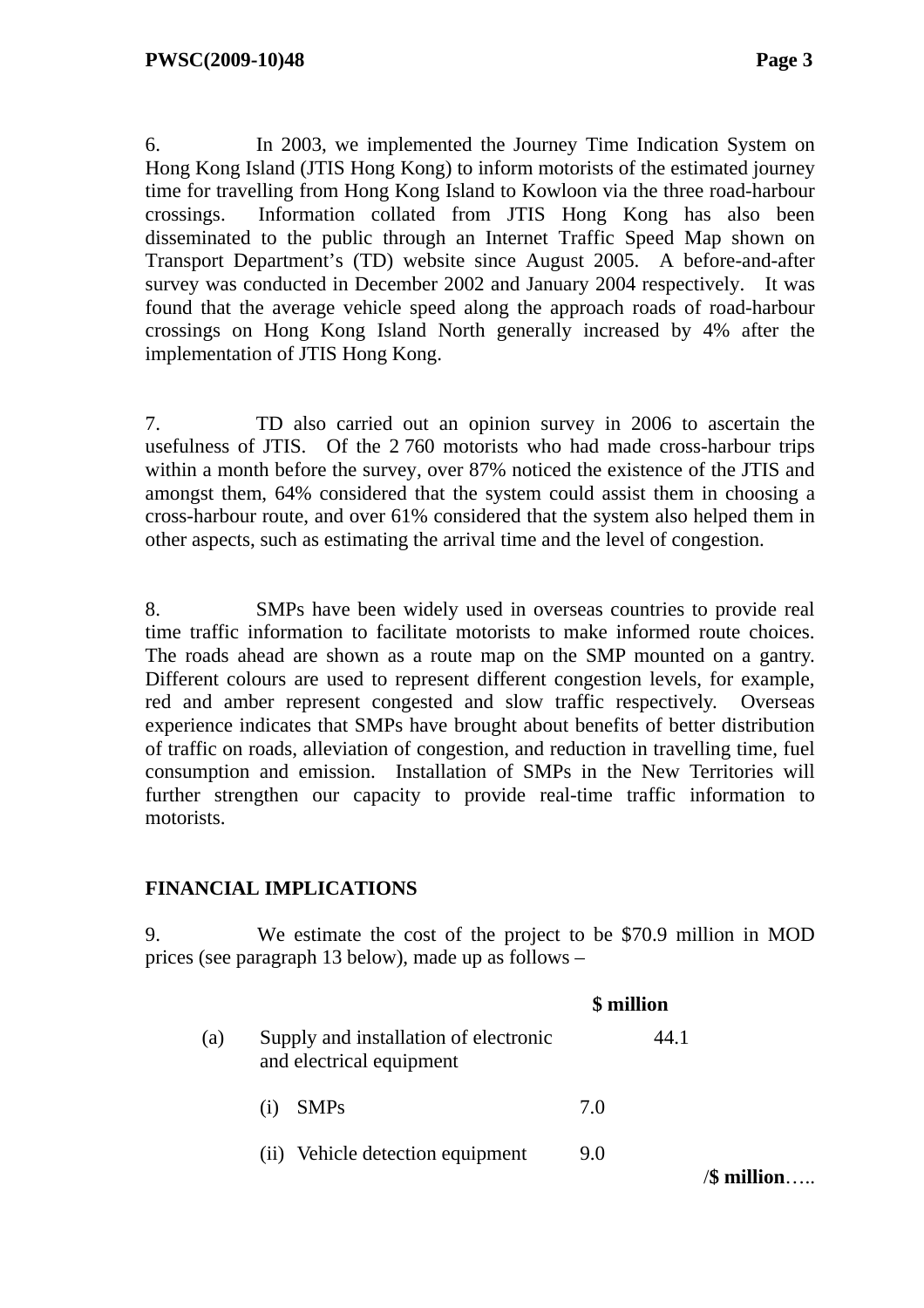6. In 2003, we implemented the Journey Time Indication System on Hong Kong Island (JTIS Hong Kong) to inform motorists of the estimated journey time for travelling from Hong Kong Island to Kowloon via the three road-harbour crossings. Information collated from JTIS Hong Kong has also been disseminated to the public through an Internet Traffic Speed Map shown on Transport Department's (TD) website since August 2005. A before-and-after survey was conducted in December 2002 and January 2004 respectively. It was found that the average vehicle speed along the approach roads of road-harbour crossings on Hong Kong Island North generally increased by 4% after the implementation of JTIS Hong Kong.

7. TD also carried out an opinion survey in 2006 to ascertain the usefulness of JTIS. Of the 2 760 motorists who had made cross-harbour trips within a month before the survey, over 87% noticed the existence of the JTIS and amongst them, 64% considered that the system could assist them in choosing a cross-harbour route, and over 61% considered that the system also helped them in other aspects, such as estimating the arrival time and the level of congestion.

8. SMPs have been widely used in overseas countries to provide real time traffic information to facilitate motorists to make informed route choices. The roads ahead are shown as a route map on the SMP mounted on a gantry. Different colours are used to represent different congestion levels, for example, red and amber represent congested and slow traffic respectively. Overseas experience indicates that SMPs have brought about benefits of better distribution of traffic on roads, alleviation of congestion, and reduction in travelling time, fuel consumption and emission. Installation of SMPs in the New Territories will further strengthen our capacity to provide real-time traffic information to motorists.

## FINANCIAL IMPLICATIONS

9. We estimate the cost of the project to be $70.9 million in MOD prices (see paragraph 13 below), made up as follows –

| | | | **$ million** |
|---|---|---|---|
| (a) | Supply and installation of electronic and electrical equipment | | 44.1 |
| | (i) SMPs | 7.0 | |
| | (ii) Vehicle detection equipment | 9.0 | |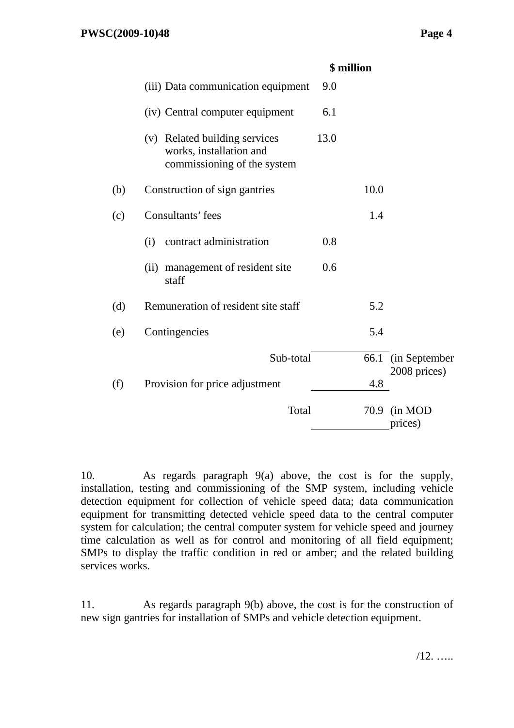| | | $ million | | |
|---|---|---|---|---|
| | (iii) Data communication equipment | 9.0 | | |
| | (iv) Central computer equipment | 6.1 | | |
| | (v) Related building services works, installation and commissioning of the system | 13.0 | | |
| (b) | Construction of sign gantries | | 10.0 | |
| (c) | Consultants' fees | | 1.4 | |
| | (i) contract administration | 0.8 | | |
| | (ii) management of resident site staff | 0.6 | | |
| (d) | Remuneration of resident site staff | | 5.2 | |
| (e) | Contingencies | | 5.4 | |
| | Sub-total | | 66.1 | (in September 2008 prices) |
| (f) | Provision for price adjustment | | 4.8 | |
| | Total | | 70.9 | (in MOD prices) |

10. As regards paragraph 9(a) above, the cost is for the supply, installation, testing and commissioning of the SMP system, including vehicle detection equipment for collection of vehicle speed data; data communication equipment for transmitting detected vehicle speed data to the central computer system for calculation; the central computer system for vehicle speed and journey time calculation as well as for control and monitoring of all field equipment; SMPs to display the traffic condition in red or amber; and the related building services works.

11. As regards paragraph 9(b) above, the cost is for the construction of new sign gantries for installation of SMPs and vehicle detection equipment.

/12. …..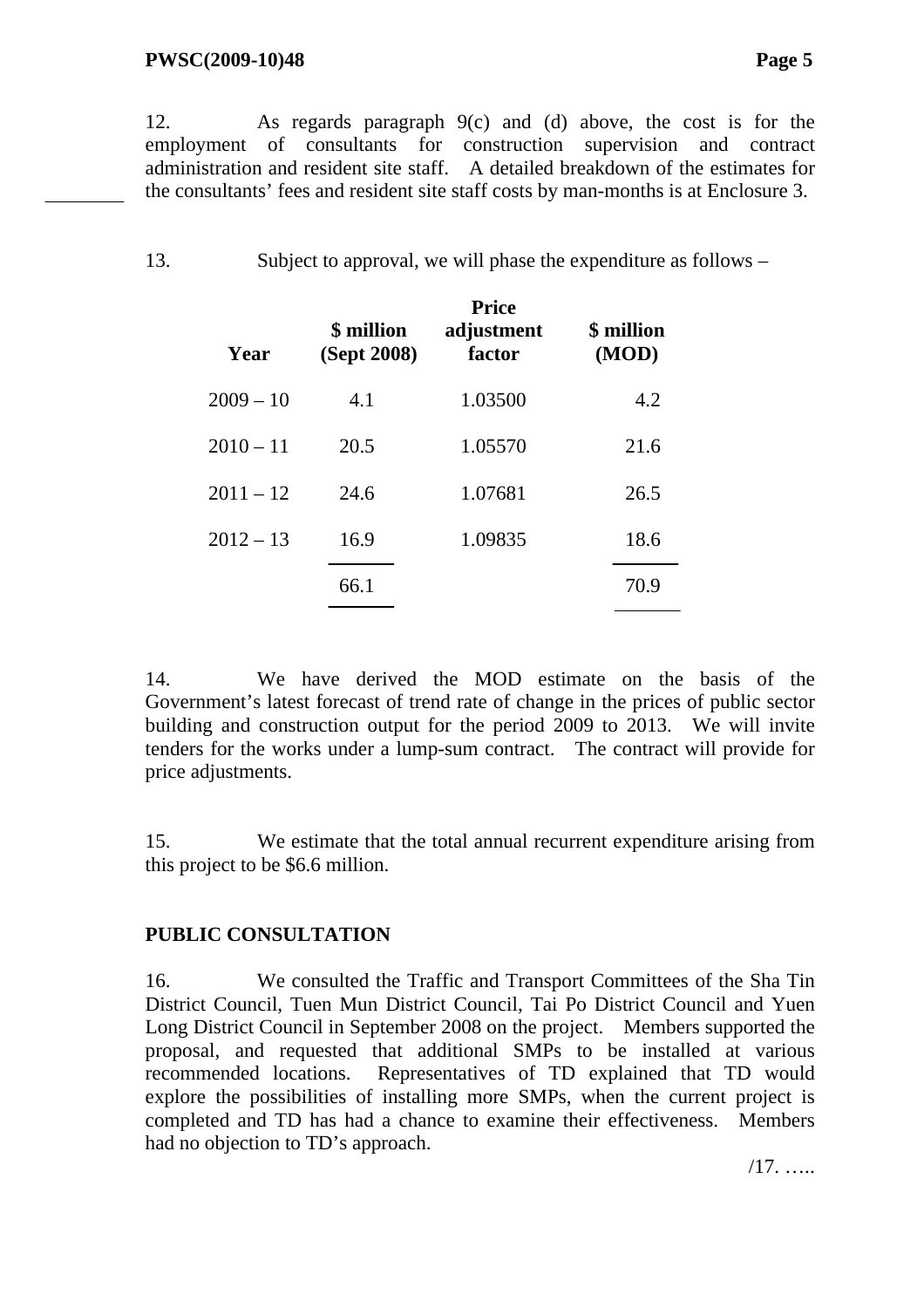12. As regards paragraph 9(c) and (d) above, the cost is for the employment of consultants for construction supervision and contract administration and resident site staff. A detailed breakdown of the estimates for the consultants' fees and resident site staff costs by man-months is at Enclosure 3.

13. Subject to approval, we will phase the expenditure as follows –

| Year | $ million (Sept 2008) | Price adjustment factor | $ million (MOD) |
|---|---|---|---|
| 2009 – 10 | 4.1 | 1.03500 | 4.2 |
| 2010 – 11 | 20.5 | 1.05570 | 21.6 |
| 2011 – 12 | 24.6 | 1.07681 | 26.5 |
| 2012 – 13 | 16.9 | 1.09835 | 18.6 |
| | 66.1 | | 70.9 |

14. We have derived the MOD estimate on the basis of the Government's latest forecast of trend rate of change in the prices of public sector building and construction output for the period 2009 to 2013. We will invite tenders for the works under a lump-sum contract. The contract will provide for price adjustments.

15. We estimate that the total annual recurrent expenditure arising from this project to be $6.6 million.

## PUBLIC CONSULTATION

16. We consulted the Traffic and Transport Committees of the Sha Tin District Council, Tuen Mun District Council, Tai Po District Council and Yuen Long District Council in September 2008 on the project. Members supported the proposal, and requested that additional SMPs to be installed at various recommended locations. Representatives of TD explained that TD would explore the possibilities of installing more SMPs, when the current project is completed and TD has had a chance to examine their effectiveness. Members had no objection to TD's approach.

/17. …..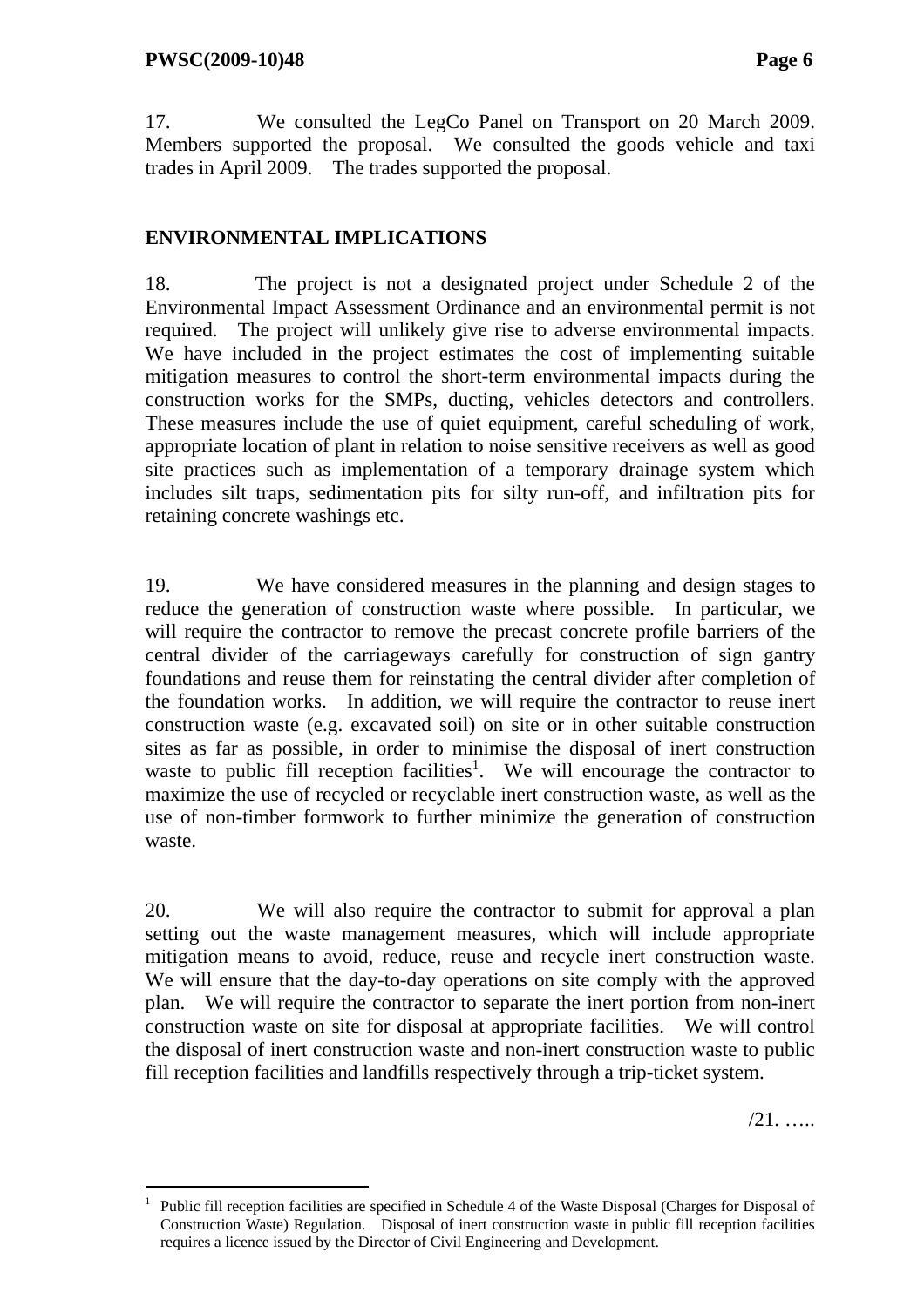17. We consulted the LegCo Panel on Transport on 20 March 2009. Members supported the proposal. We consulted the goods vehicle and taxi trades in April 2009. The trades supported the proposal.

## ENVIRONMENTAL IMPLICATIONS

18. The project is not a designated project under Schedule 2 of the Environmental Impact Assessment Ordinance and an environmental permit is not required. The project will unlikely give rise to adverse environmental impacts. We have included in the project estimates the cost of implementing suitable mitigation measures to control the short-term environmental impacts during the construction works for the SMPs, ducting, vehicles detectors and controllers. These measures include the use of quiet equipment, careful scheduling of work, appropriate location of plant in relation to noise sensitive receivers as well as good site practices such as implementation of a temporary drainage system which includes silt traps, sedimentation pits for silty run-off, and infiltration pits for retaining concrete washings etc.

19. We have considered measures in the planning and design stages to reduce the generation of construction waste where possible. In particular, we will require the contractor to remove the precast concrete profile barriers of the central divider of the carriageways carefully for construction of sign gantry foundations and reuse them for reinstating the central divider after completion of the foundation works. In addition, we will require the contractor to reuse inert construction waste (e.g. excavated soil) on site or in other suitable construction sites as far as possible, in order to minimise the disposal of inert construction waste to public fill reception facilities[1]. We will encourage the contractor to maximize the use of recycled or recyclable inert construction waste, as well as the use of non-timber formwork to further minimize the generation of construction waste.

20. We will also require the contractor to submit for approval a plan setting out the waste management measures, which will include appropriate mitigation means to avoid, reduce, reuse and recycle inert construction waste. We will ensure that the day-to-day operations on site comply with the approved plan. We will require the contractor to separate the inert portion from non-inert construction waste on site for disposal at appropriate facilities. We will control the disposal of inert construction waste and non-inert construction waste to public fill reception facilities and landfills respectively through a trip-ticket system.

/21. …..

---

[1] Public fill reception facilities are specified in Schedule 4 of the Waste Disposal (Charges for Disposal of Construction Waste) Regulation. Disposal of inert construction waste in public fill reception facilities requires a licence issued by the Director of Civil Engineering and Development.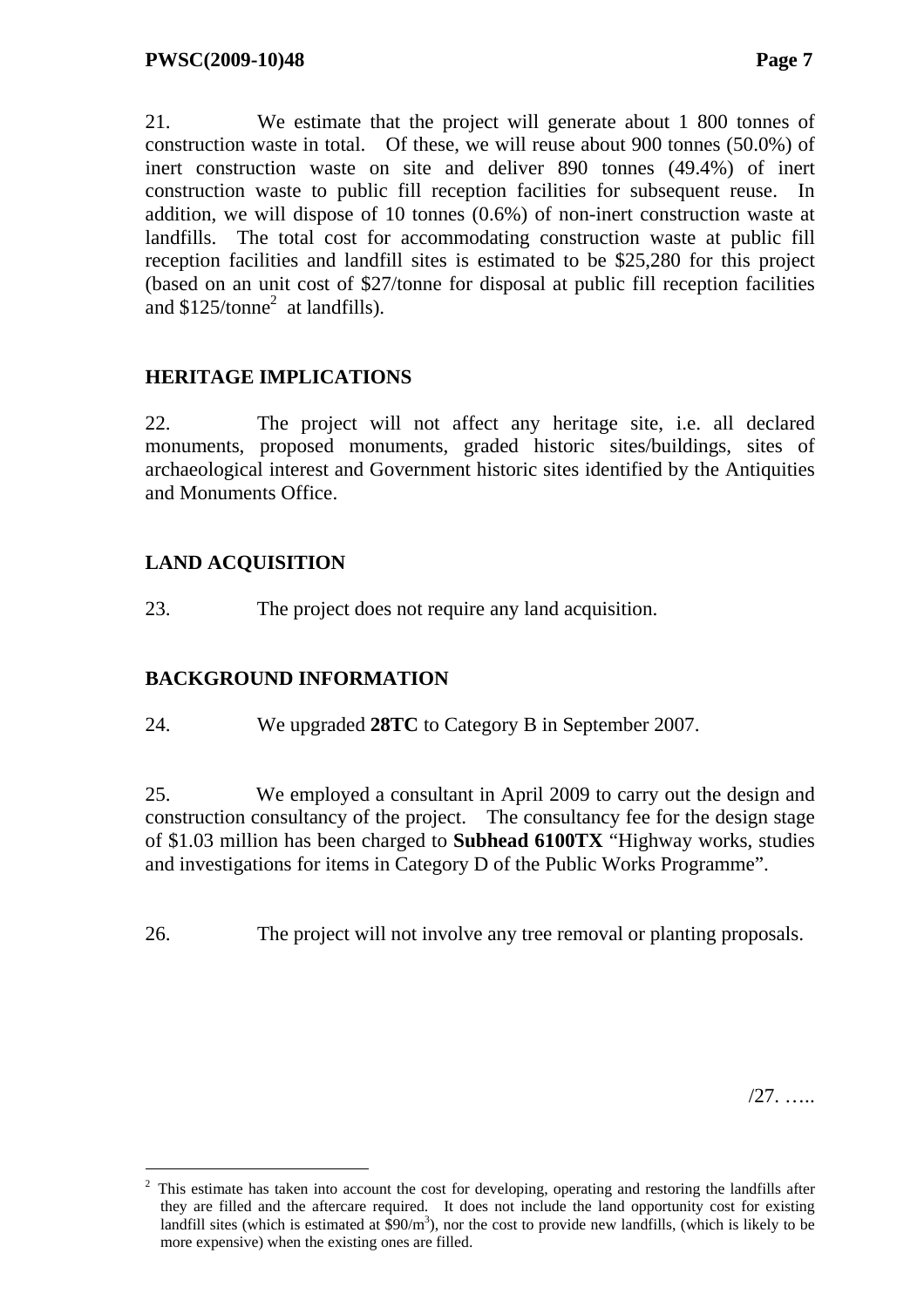21. We estimate that the project will generate about 1 800 tonnes of construction waste in total. Of these, we will reuse about 900 tonnes (50.0%) of inert construction waste on site and deliver 890 tonnes (49.4%) of inert construction waste to public fill reception facilities for subsequent reuse. In addition, we will dispose of 10 tonnes (0.6%) of non-inert construction waste at landfills. The total cost for accommodating construction waste at public fill reception facilities and landfill sites is estimated to be $25,280 for this project (based on an unit cost of $27/tonne for disposal at public fill reception facilities and $125/tonne[2] at landfills).

## HERITAGE IMPLICATIONS

22. The project will not affect any heritage site, i.e. all declared monuments, proposed monuments, graded historic sites/buildings, sites of archaeological interest and Government historic sites identified by the Antiquities and Monuments Office.

## LAND ACQUISITION

23. The project does not require any land acquisition.

## BACKGROUND INFORMATION

24. We upgraded **28TC** to Category B in September 2007.

25. We employed a consultant in April 2009 to carry out the design and construction consultancy of the project. The consultancy fee for the design stage of $1.03 million has been charged to **Subhead 6100TX** "Highway works, studies and investigations for items in Category D of the Public Works Programme".

26. The project will not involve any tree removal or planting proposals.

/27. …..

---

[2] This estimate has taken into account the cost for developing, operating and restoring the landfills after they are filled and the aftercare required. It does not include the land opportunity cost for existing landfill sites (which is estimated at $90/m$^3$), nor the cost to provide new landfills, (which is likely to be more expensive) when the existing ones are filled.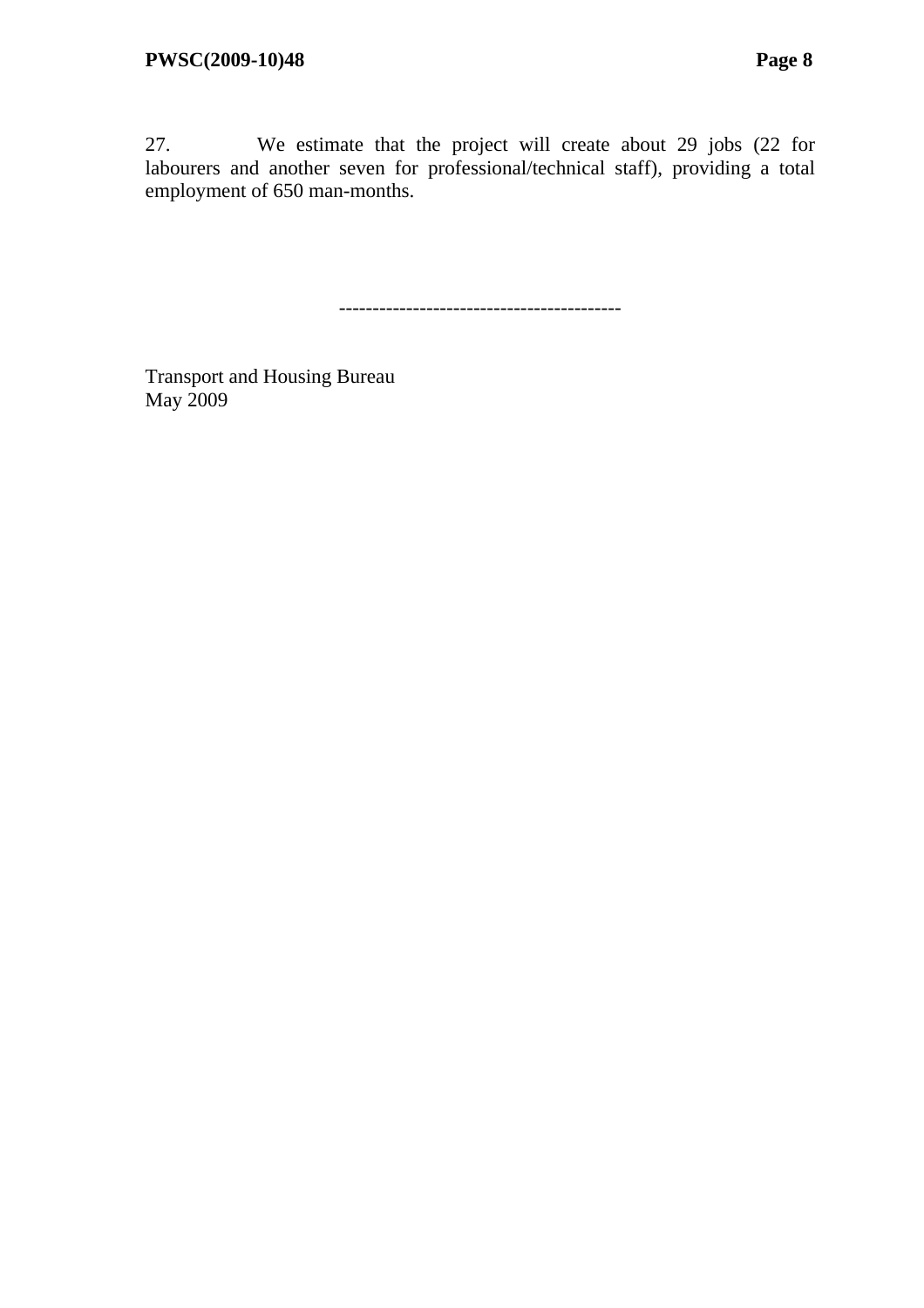27. We estimate that the project will create about 29 jobs (22 for labourers and another seven for professional/technical staff), providing a total employment of 650 man-months.

-----------------------------------------

Transport and Housing Bureau
May 2009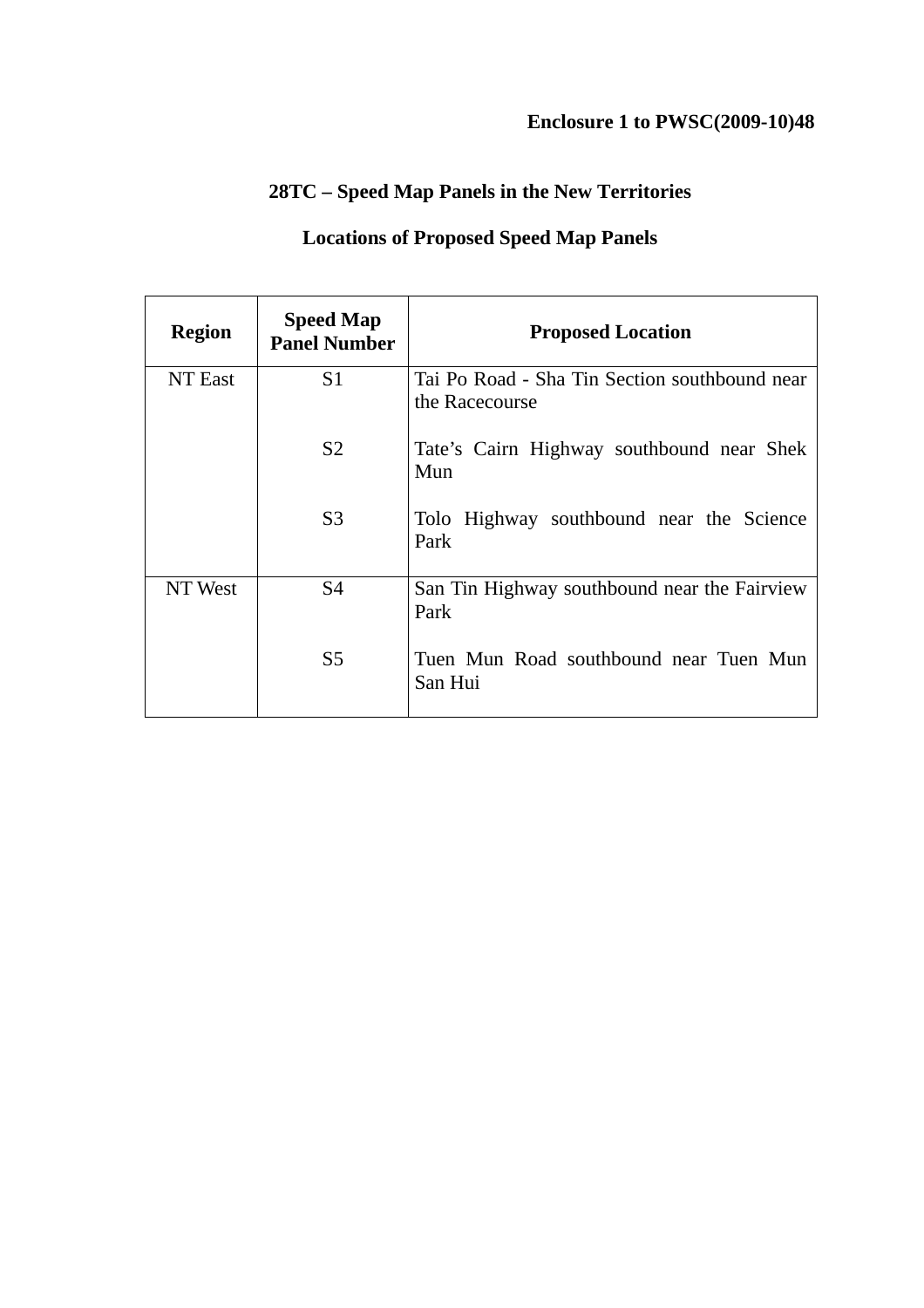**Enclosure 1 to PWSC(2009-10)48**

## 28TC – Speed Map Panels in the New Territories

## Locations of Proposed Speed Map Panels

| Region | Speed Map Panel Number | Proposed Location |
|---|---|---|
| NT East | S1 | Tai Po Road - Sha Tin Section southbound near the Racecourse |
| | S2 | Tate's Cairn Highway southbound near Shek Mun |
| | S3 | Tolo Highway southbound near the Science Park |
| NT West | S4 | San Tin Highway southbound near the Fairview Park |
| | S5 | Tuen Mun Road southbound near Tuen Mun San Hui |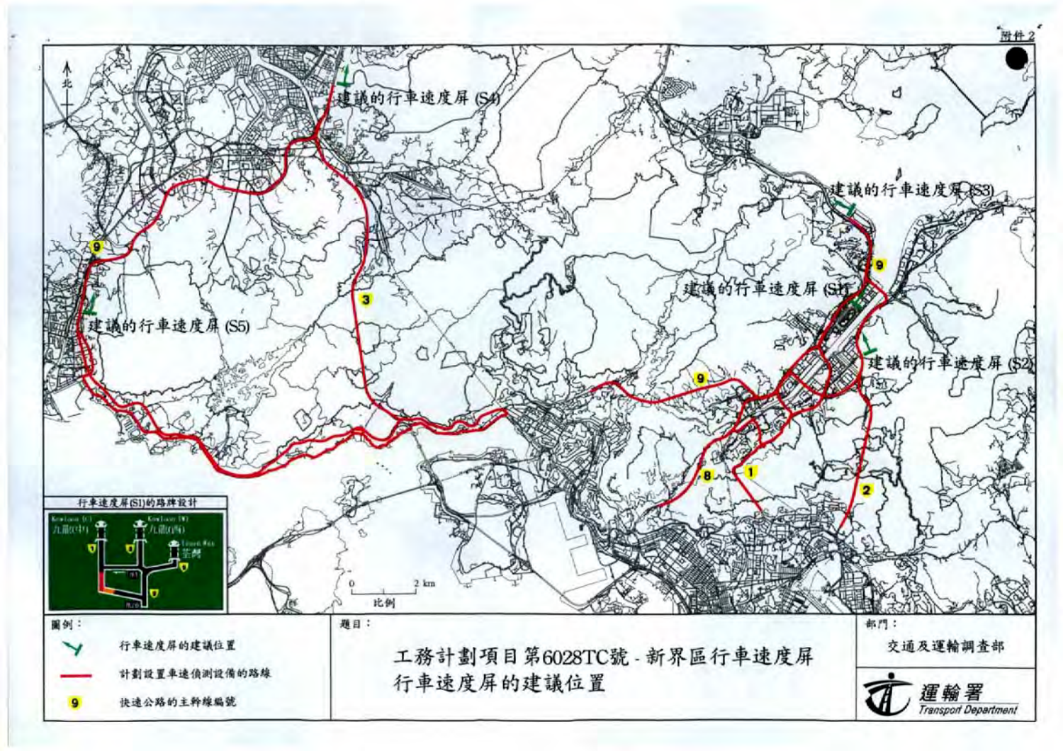附件 2

建議的行車速度屏 (S4)

建議的行車速度屏 (S3)

建議的行車速度屏 (S1)

建議的行車速度屏 (S2)

建議的行車速度屏 (S5)

行車速度屏(S1)的路牌設計

圖例：

行車速度屏的建議位置

計劃設置車速偵測設備的路線

快速公路的主幹線編號

題目：

工務計劃項目第6028TC號 - 新界區行車速度屏
行車速度屏的建議位置

部門：

交通及運輸調查部

運輸署
Transport Department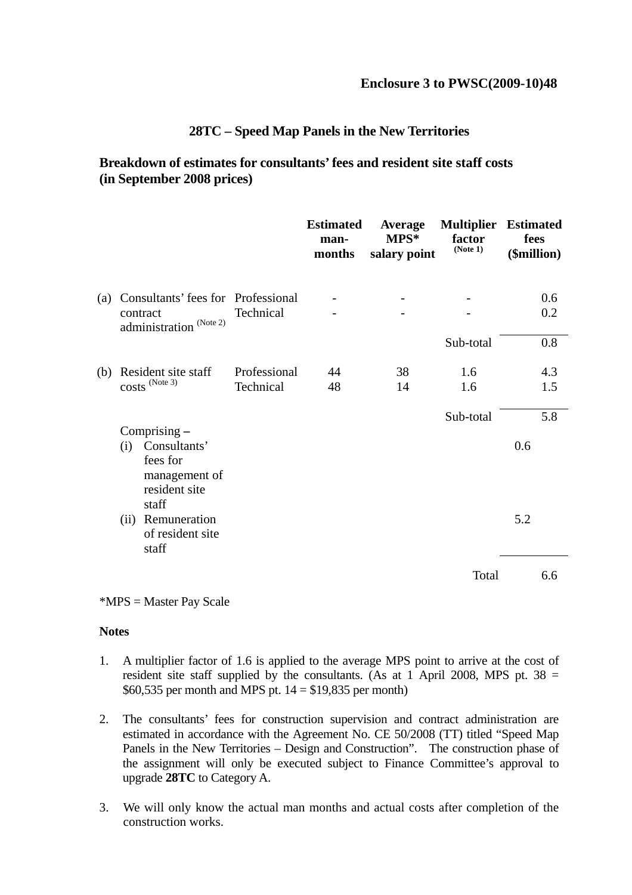**Enclosure 3 to PWSC(2009-10)48**

## 28TC – Speed Map Panels in the New Territories

### Breakdown of estimates for consultants' fees and resident site staff costs (in September 2008 prices)

| | | | Estimated man-months | Average MPS* salary point | Multiplier factor (Note 1) | Estimated fees ($million) |
|---|---|---|---|---|---|---|
| (a) | Consultants' fees for contract administration (Note 2) | Professional | - | - | - | 0.6 |
| | | Technical | - | - | - | 0.2 |
| | | | | | Sub-total | 0.8 |
| (b) | Resident site staff costs (Note 3) | Professional | 44 | 38 | 1.6 | 4.3 |
| | | Technical | 48 | 14 | 1.6 | 1.5 |
| | | | | | Sub-total | 5.8 |
| | Comprising – | | | | | |
| | (i) Consultants' fees for management of resident site staff | | | | | 0.6 |
| | (ii) Remuneration of resident site staff | | | | | 5.2 |
| | | | | | Total | 6.6 |

*MPS = Master Pay Scale

**Notes**

1. A multiplier factor of 1.6 is applied to the average MPS point to arrive at the cost of resident site staff supplied by the consultants. (As at 1 April 2008, MPS pt. 38 = $60,535 per month and MPS pt. 14 = $19,835 per month)

2. The consultants' fees for construction supervision and contract administration are estimated in accordance with the Agreement No. CE 50/2008 (TT) titled "Speed Map Panels in the New Territories – Design and Construction". The construction phase of the assignment will only be executed subject to Finance Committee's approval to upgrade **28TC** to Category A.

3. We will only know the actual man months and actual costs after completion of the construction works.